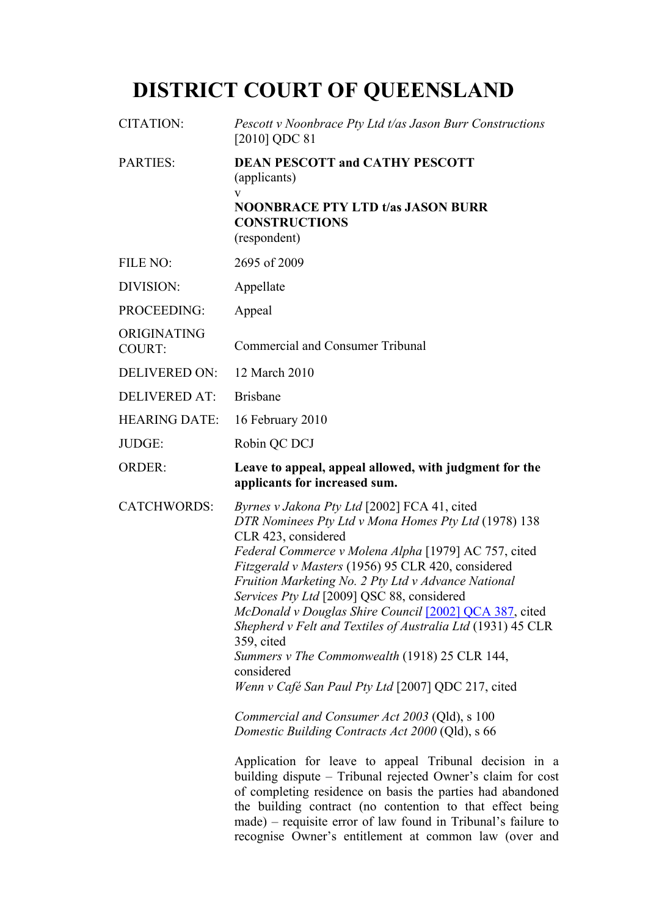# DISTRICT COURT OF QUEENSLAND

| | |
|---|---|
| CITATION: | *Pescott v Noonbrace Pty Ltd t/as Jason Burr Constructions* [2010] QDC 81 |
| PARTIES: | **DEAN PESCOTT and CATHY PESCOTT** (applicants) v **NOONBRACE PTY LTD t/as JASON BURR CONSTRUCTIONS** (respondent) |
| FILE NO: | 2695 of 2009 |
| DIVISION: | Appellate |
| PROCEEDING: | Appeal |
| ORIGINATING COURT: | Commercial and Consumer Tribunal |
| DELIVERED ON: | 12 March 2010 |
| DELIVERED AT: | Brisbane |
| HEARING DATE: | 16 February 2010 |
| JUDGE: | Robin QC DCJ |
| ORDER: | **Leave to appeal, appeal allowed, with judgment for the applicants for increased sum.** |
| CATCHWORDS: | *Byrnes v Jakona Pty Ltd* [2002] FCA 41, cited<br>*DTR Nominees Pty Ltd v Mona Homes Pty Ltd* (1978) 138 CLR 423, considered<br>*Federal Commerce v Molena Alpha* [1979] AC 757, cited<br>*Fitzgerald v Masters* (1956) 95 CLR 420, considered<br>*Fruition Marketing No. 2 Pty Ltd v Advance National Services Pty Ltd* [2009] QSC 88, considered<br>*McDonald v Douglas Shire Council* [2002] QCA 387, cited<br>*Shepherd v Felt and Textiles of Australia Ltd* (1931) 45 CLR 359, cited<br>*Summers v The Commonwealth* (1918) 25 CLR 144, considered<br>*Wenn v Café San Paul Pty Ltd* [2007] QDC 217, cited<br><br>*Commercial and Consumer Act 2003* (Qld), s 100<br>*Domestic Building Contracts Act 2000* (Qld), s 66<br><br>Application for leave to appeal Tribunal decision in a building dispute – Tribunal rejected Owner's claim for cost of completing residence on basis the parties had abandoned the building contract (no contention to that effect being made) – requisite error of law found in Tribunal's failure to recognise Owner's entitlement at common law (over and |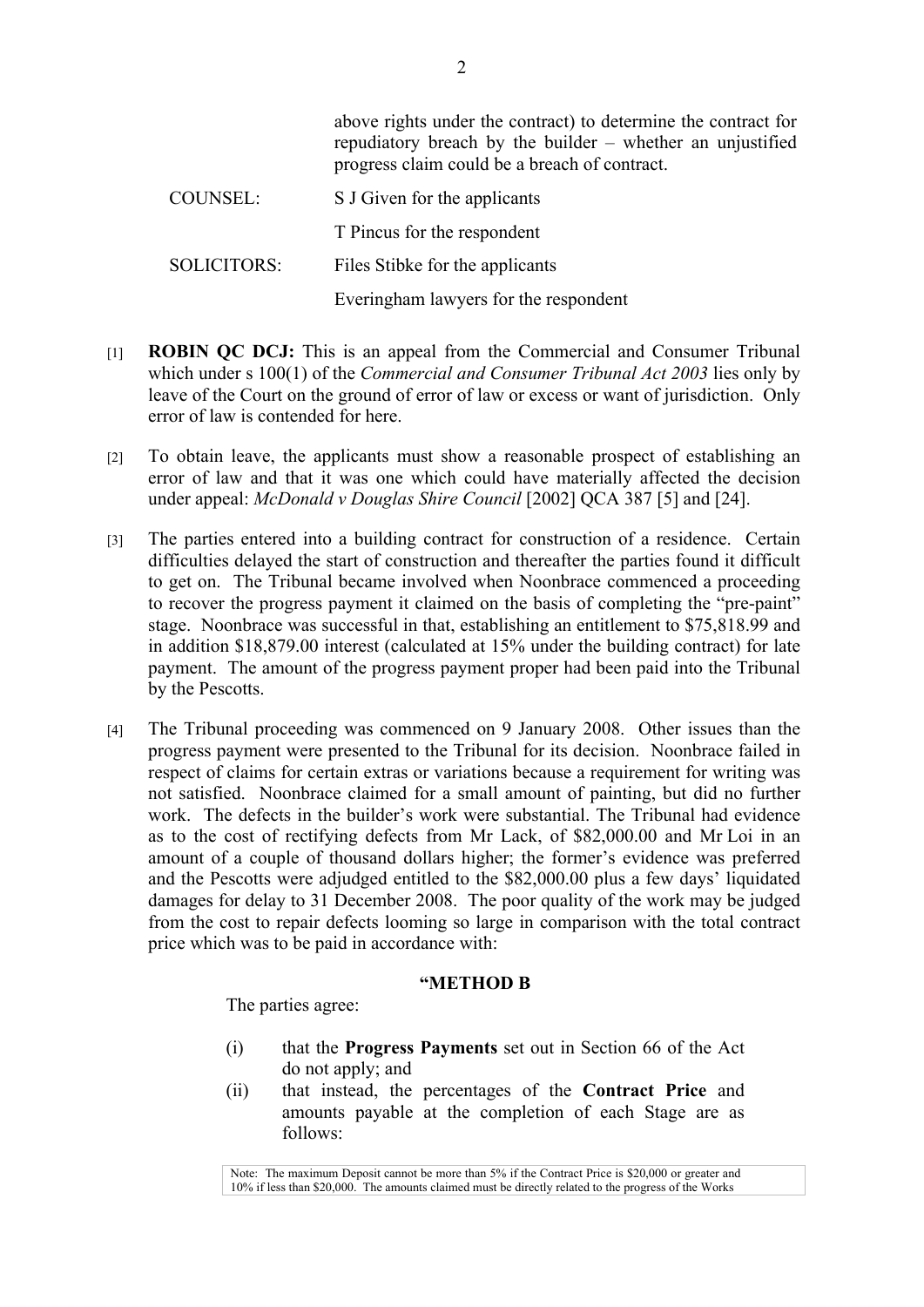above rights under the contract) to determine the contract for repudiatory breach by the builder – whether an unjustified progress claim could be a breach of contract.

COUNSEL: S J Given for the applicants

T Pincus for the respondent

SOLICITORS: Files Stibke for the applicants

Everingham lawyers for the respondent

[1] **ROBIN QC DCJ:** This is an appeal from the Commercial and Consumer Tribunal which under s 100(1) of the *Commercial and Consumer Tribunal Act 2003* lies only by leave of the Court on the ground of error of law or excess or want of jurisdiction. Only error of law is contended for here.

[2] To obtain leave, the applicants must show a reasonable prospect of establishing an error of law and that it was one which could have materially affected the decision under appeal: *McDonald v Douglas Shire Council* [2002] QCA 387 [5] and [24].

[3] The parties entered into a building contract for construction of a residence. Certain difficulties delayed the start of construction and thereafter the parties found it difficult to get on. The Tribunal became involved when Noonbrace commenced a proceeding to recover the progress payment it claimed on the basis of completing the "pre-paint" stage. Noonbrace was successful in that, establishing an entitlement to $75,818.99 and in addition $18,879.00 interest (calculated at 15% under the building contract) for late payment. The amount of the progress payment proper had been paid into the Tribunal by the Pescotts.

[4] The Tribunal proceeding was commenced on 9 January 2008. Other issues than the progress payment were presented to the Tribunal for its decision. Noonbrace failed in respect of claims for certain extras or variations because a requirement for writing was not satisfied. Noonbrace claimed for a small amount of painting, but did no further work. The defects in the builder's work were substantial. The Tribunal had evidence as to the cost of rectifying defects from Mr Lack, of $82,000.00 and Mr Loi in an amount of a couple of thousand dollars higher; the former's evidence was preferred and the Pescotts were adjudged entitled to the $82,000.00 plus a few days' liquidated damages for delay to 31 December 2008. The poor quality of the work may be judged from the cost to repair defects looming so large in comparison with the total contract price which was to be paid in accordance with:

**"METHOD B**

The parties agree:

(i) that the **Progress Payments** set out in Section 66 of the Act do not apply; and
(ii) that instead, the percentages of the **Contract Price** and amounts payable at the completion of each Stage are as follows:

Note: The maximum Deposit cannot be more than 5% if the Contract Price is $20,000 or greater and 10% if less than $20,000. The amounts claimed must be directly related to the progress of the Works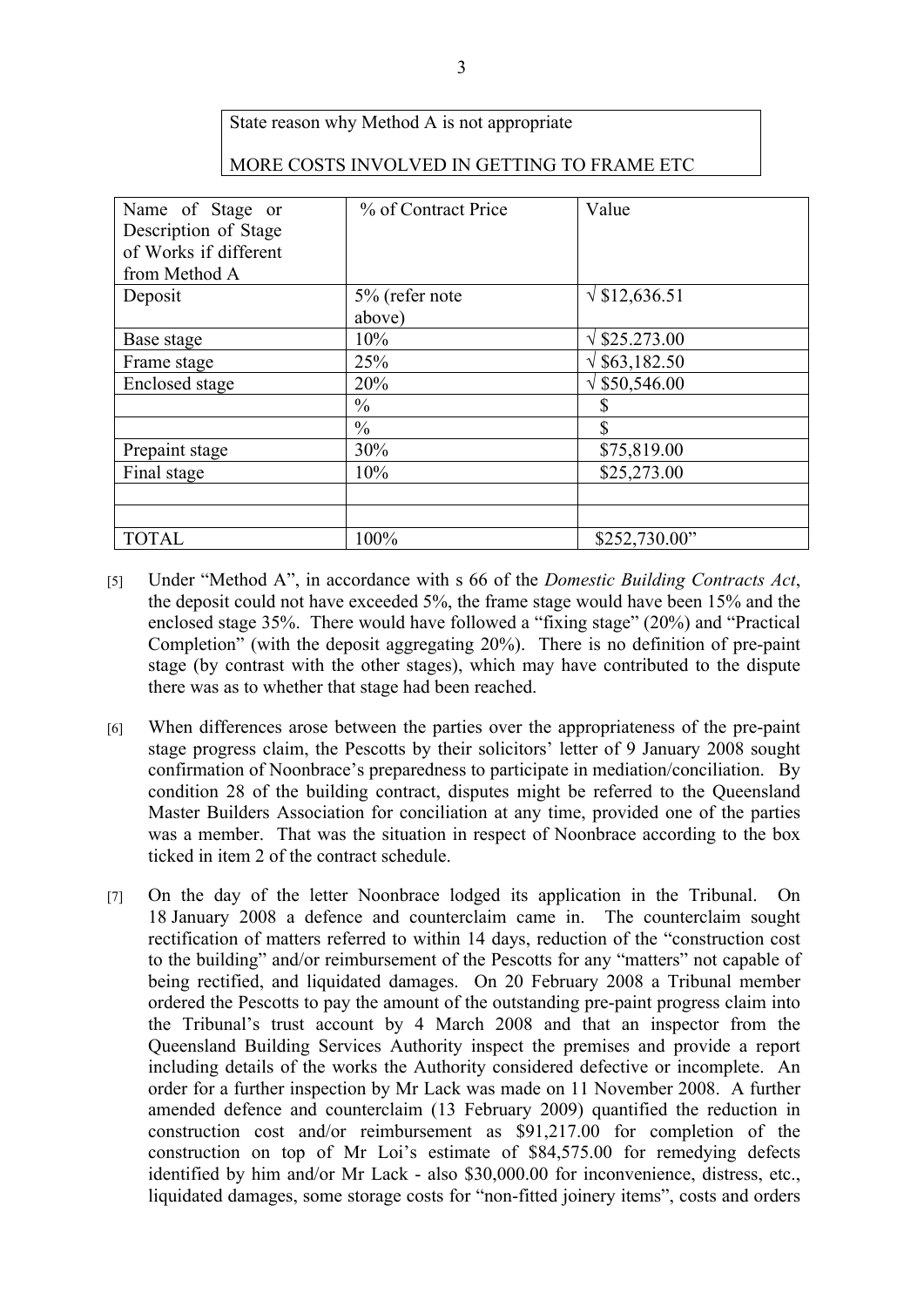| State reason why Method A is not appropriate |
|---|
| MORE COSTS INVOLVED IN GETTING TO FRAME ETC |

| Name of Stage or Description of Stage of Works if different from Method A | % of Contract Price | Value |
|---|---|---|
| Deposit | 5% (refer note above) | √ $12,636.51 |
| Base stage | 10% | √ $25.273.00 |
| Frame stage | 25% | √ $63,182.50 |
| Enclosed stage | 20% | √ $50,546.00 |
| | % | $ |
| | % | $ |
| Prepaint stage | 30% | $75,819.00 |
| Final stage | 10% | $25,273.00 |
| | | |
| | | |
| TOTAL | 100% | $252,730.00" |

[5] Under "Method A", in accordance with s 66 of the *Domestic Building Contracts Act*, the deposit could not have exceeded 5%, the frame stage would have been 15% and the enclosed stage 35%. There would have followed a "fixing stage" (20%) and "Practical Completion" (with the deposit aggregating 20%). There is no definition of pre-paint stage (by contrast with the other stages), which may have contributed to the dispute there was as to whether that stage had been reached.

[6] When differences arose between the parties over the appropriateness of the pre-paint stage progress claim, the Pescotts by their solicitors' letter of 9 January 2008 sought confirmation of Noonbrace's preparedness to participate in mediation/conciliation. By condition 28 of the building contract, disputes might be referred to the Queensland Master Builders Association for conciliation at any time, provided one of the parties was a member. That was the situation in respect of Noonbrace according to the box ticked in item 2 of the contract schedule.

[7] On the day of the letter Noonbrace lodged its application in the Tribunal. On 18 January 2008 a defence and counterclaim came in. The counterclaim sought rectification of matters referred to within 14 days, reduction of the "construction cost to the building" and/or reimbursement of the Pescotts for any "matters" not capable of being rectified, and liquidated damages. On 20 February 2008 a Tribunal member ordered the Pescotts to pay the amount of the outstanding pre-paint progress claim into the Tribunal's trust account by 4 March 2008 and that an inspector from the Queensland Building Services Authority inspect the premises and provide a report including details of the works the Authority considered defective or incomplete. An order for a further inspection by Mr Lack was made on 11 November 2008. A further amended defence and counterclaim (13 February 2009) quantified the reduction in construction cost and/or reimbursement as $91,217.00 for completion of the construction on top of Mr Loi's estimate of $84,575.00 for remedying defects identified by him and/or Mr Lack - also $30,000.00 for inconvenience, distress, etc., liquidated damages, some storage costs for "non-fitted joinery items", costs and orders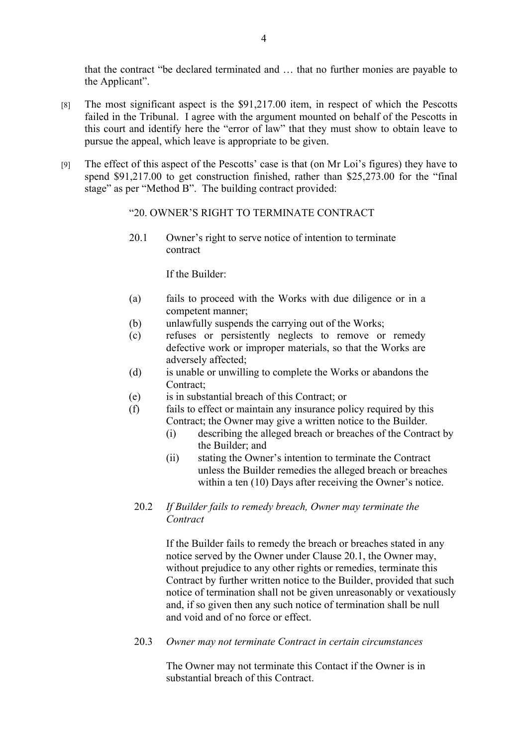that the contract "be declared terminated and … that no further monies are payable to the Applicant".

[8] The most significant aspect is the $91,217.00 item, in respect of which the Pescotts failed in the Tribunal. I agree with the argument mounted on behalf of the Pescotts in this court and identify here the "error of law" that they must show to obtain leave to pursue the appeal, which leave is appropriate to be given.

[9] The effect of this aspect of the Pescotts' case is that (on Mr Loi's figures) they have to spend $91,217.00 to get construction finished, rather than $25,273.00 for the "final stage" as per "Method B". The building contract provided:

> "20. OWNER'S RIGHT TO TERMINATE CONTRACT
>
> 20.1 Owner's right to serve notice of intention to terminate contract
>
> If the Builder:
>
> (a) fails to proceed with the Works with due diligence or in a competent manner;
>
> (b) unlawfully suspends the carrying out of the Works;
>
> (c) refuses or persistently neglects to remove or remedy defective work or improper materials, so that the Works are adversely affected;
>
> (d) is unable or unwilling to complete the Works or abandons the Contract;
>
> (e) is in substantial breach of this Contract; or
>
> (f) fails to effect or maintain any insurance policy required by this Contract; the Owner may give a written notice to the Builder.
>
> (i) describing the alleged breach or breaches of the Contract by the Builder; and
>
> (ii) stating the Owner's intention to terminate the Contract unless the Builder remedies the alleged breach or breaches within a ten (10) Days after receiving the Owner's notice.
>
> 20.2 *If Builder fails to remedy breach, Owner may terminate the Contract*
>
> If the Builder fails to remedy the breach or breaches stated in any notice served by the Owner under Clause 20.1, the Owner may, without prejudice to any other rights or remedies, terminate this Contract by further written notice to the Builder, provided that such notice of termination shall not be given unreasonably or vexatiously and, if so given then any such notice of termination shall be null and void and of no force or effect.
>
> 20.3 *Owner may not terminate Contract in certain circumstances*
>
> The Owner may not terminate this Contact if the Owner is in substantial breach of this Contract.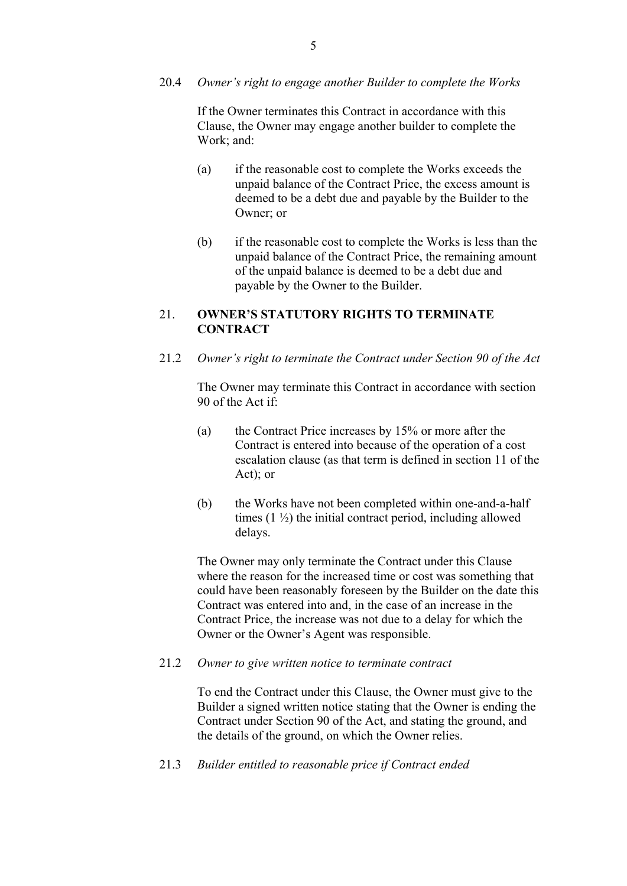20.4 *Owner's right to engage another Builder to complete the Works*

If the Owner terminates this Contract in accordance with this Clause, the Owner may engage another builder to complete the Work; and:

(a) if the reasonable cost to complete the Works exceeds the unpaid balance of the Contract Price, the excess amount is deemed to be a debt due and payable by the Builder to the Owner; or

(b) if the reasonable cost to complete the Works is less than the unpaid balance of the Contract Price, the remaining amount of the unpaid balance is deemed to be a debt due and payable by the Owner to the Builder.

## 21. OWNER'S STATUTORY RIGHTS TO TERMINATE CONTRACT

21.2 *Owner's right to terminate the Contract under Section 90 of the Act*

The Owner may terminate this Contract in accordance with section 90 of the Act if:

(a) the Contract Price increases by 15% or more after the Contract is entered into because of the operation of a cost escalation clause (as that term is defined in section 11 of the Act); or

(b) the Works have not been completed within one-and-a-half times (1 ½) the initial contract period, including allowed delays.

The Owner may only terminate the Contract under this Clause where the reason for the increased time or cost was something that could have been reasonably foreseen by the Builder on the date this Contract was entered into and, in the case of an increase in the Contract Price, the increase was not due to a delay for which the Owner or the Owner's Agent was responsible.

21.2 *Owner to give written notice to terminate contract*

To end the Contract under this Clause, the Owner must give to the Builder a signed written notice stating that the Owner is ending the Contract under Section 90 of the Act, and stating the ground, and the details of the ground, on which the Owner relies.

21.3 *Builder entitled to reasonable price if Contract ended*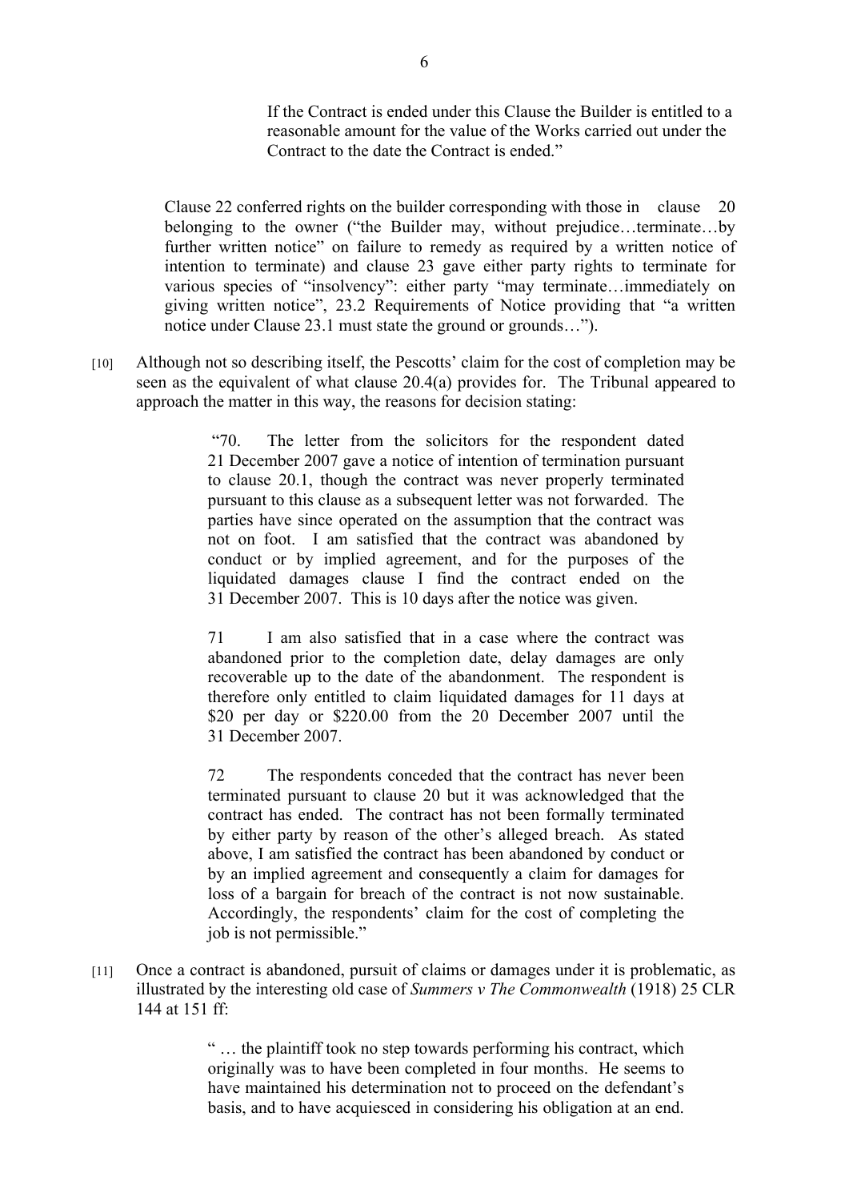> If the Contract is ended under this Clause the Builder is entitled to a reasonable amount for the value of the Works carried out under the Contract to the date the Contract is ended."

Clause 22 conferred rights on the builder corresponding with those in clause 20 belonging to the owner ("the Builder may, without prejudice…terminate…by further written notice" on failure to remedy as required by a written notice of intention to terminate) and clause 23 gave either party rights to terminate for various species of "insolvency": either party "may terminate…immediately on giving written notice", 23.2 Requirements of Notice providing that "a written notice under Clause 23.1 must state the ground or grounds…").

[10] Although not so describing itself, the Pescotts' claim for the cost of completion may be seen as the equivalent of what clause 20.4(a) provides for. The Tribunal appeared to approach the matter in this way, the reasons for decision stating:

> "70. The letter from the solicitors for the respondent dated 21 December 2007 gave a notice of intention of termination pursuant to clause 20.1, though the contract was never properly terminated pursuant to this clause as a subsequent letter was not forwarded. The parties have since operated on the assumption that the contract was not on foot. I am satisfied that the contract was abandoned by conduct or by implied agreement, and for the purposes of the liquidated damages clause I find the contract ended on the 31 December 2007. This is 10 days after the notice was given.
>
> 71 I am also satisfied that in a case where the contract was abandoned prior to the completion date, delay damages are only recoverable up to the date of the abandonment. The respondent is therefore only entitled to claim liquidated damages for 11 days at $20 per day or $220.00 from the 20 December 2007 until the 31 December 2007.
>
> 72 The respondents conceded that the contract has never been terminated pursuant to clause 20 but it was acknowledged that the contract has ended. The contract has not been formally terminated by either party by reason of the other's alleged breach. As stated above, I am satisfied the contract has been abandoned by conduct or by an implied agreement and consequently a claim for damages for loss of a bargain for breach of the contract is not now sustainable. Accordingly, the respondents' claim for the cost of completing the job is not permissible."

[11] Once a contract is abandoned, pursuit of claims or damages under it is problematic, as illustrated by the interesting old case of *Summers v The Commonwealth* (1918) 25 CLR 144 at 151 ff:

> " … the plaintiff took no step towards performing his contract, which originally was to have been completed in four months. He seems to have maintained his determination not to proceed on the defendant's basis, and to have acquiesced in considering his obligation at an end.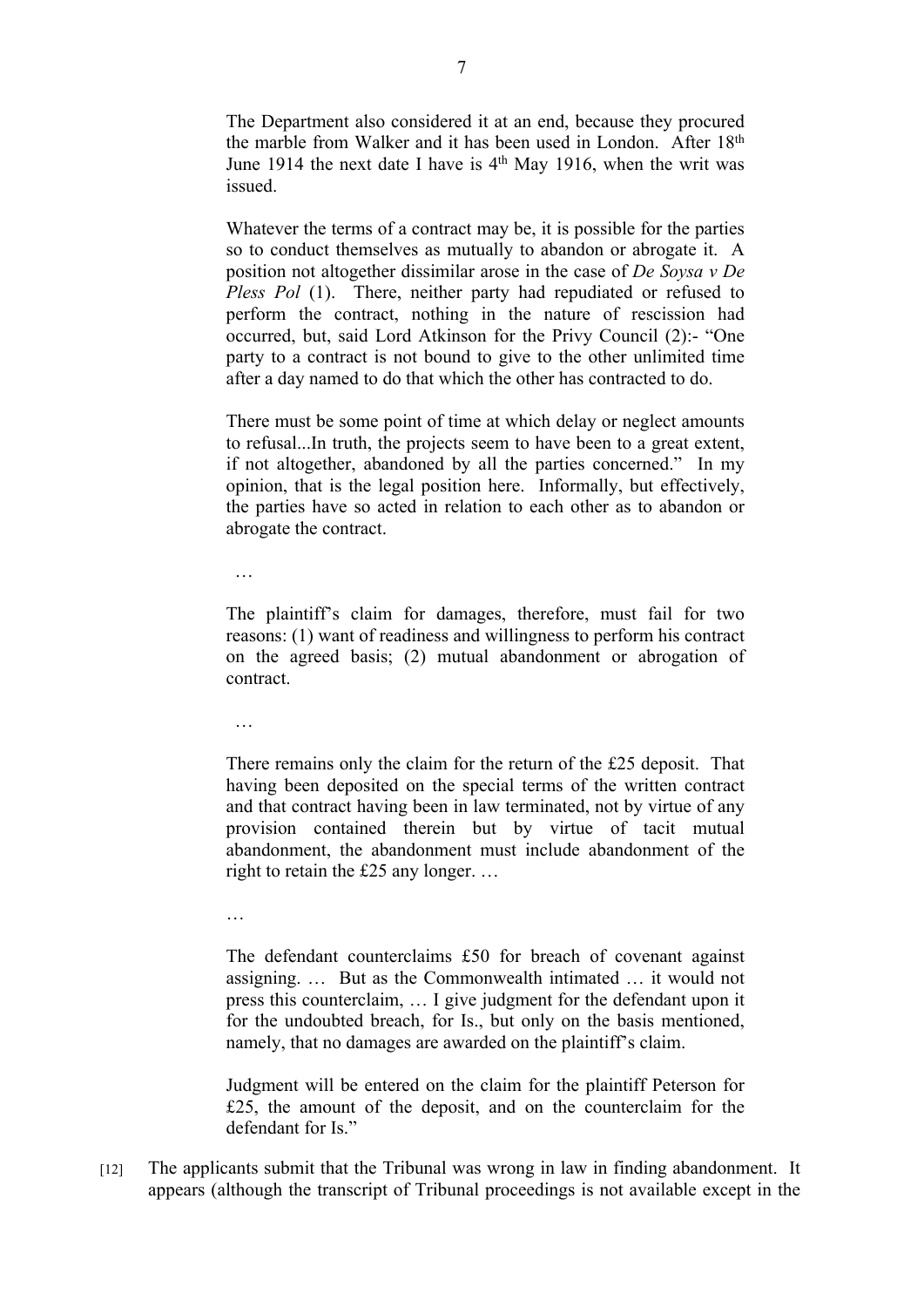> The Department also considered it at an end, because they procured the marble from Walker and it has been used in London. After 18th June 1914 the next date I have is 4th May 1916, when the writ was issued.
>
> Whatever the terms of a contract may be, it is possible for the parties so to conduct themselves as mutually to abandon or abrogate it. A position not altogether dissimilar arose in the case of *De Soysa v De Pless Pol* (1). There, neither party had repudiated or refused to perform the contract, nothing in the nature of rescission had occurred, but, said Lord Atkinson for the Privy Council (2):- "One party to a contract is not bound to give to the other unlimited time after a day named to do that which the other has contracted to do.
>
> There must be some point of time at which delay or neglect amounts to refusal...In truth, the projects seem to have been to a great extent, if not altogether, abandoned by all the parties concerned." In my opinion, that is the legal position here. Informally, but effectively, the parties have so acted in relation to each other as to abandon or abrogate the contract.
>
> …
>
> The plaintiff's claim for damages, therefore, must fail for two reasons: (1) want of readiness and willingness to perform his contract on the agreed basis; (2) mutual abandonment or abrogation of contract.
>
> …
>
> There remains only the claim for the return of the £25 deposit. That having been deposited on the special terms of the written contract and that contract having been in law terminated, not by virtue of any provision contained therein but by virtue of tacit mutual abandonment, the abandonment must include abandonment of the right to retain the £25 any longer. …
>
> …
>
> The defendant counterclaims £50 for breach of covenant against assigning. … But as the Commonwealth intimated … it would not press this counterclaim, … I give judgment for the defendant upon it for the undoubted breach, for Is., but only on the basis mentioned, namely, that no damages are awarded on the plaintiff's claim.
>
> Judgment will be entered on the claim for the plaintiff Peterson for £25, the amount of the deposit, and on the counterclaim for the defendant for Is."

[12] The applicants submit that the Tribunal was wrong in law in finding abandonment. It appears (although the transcript of Tribunal proceedings is not available except in the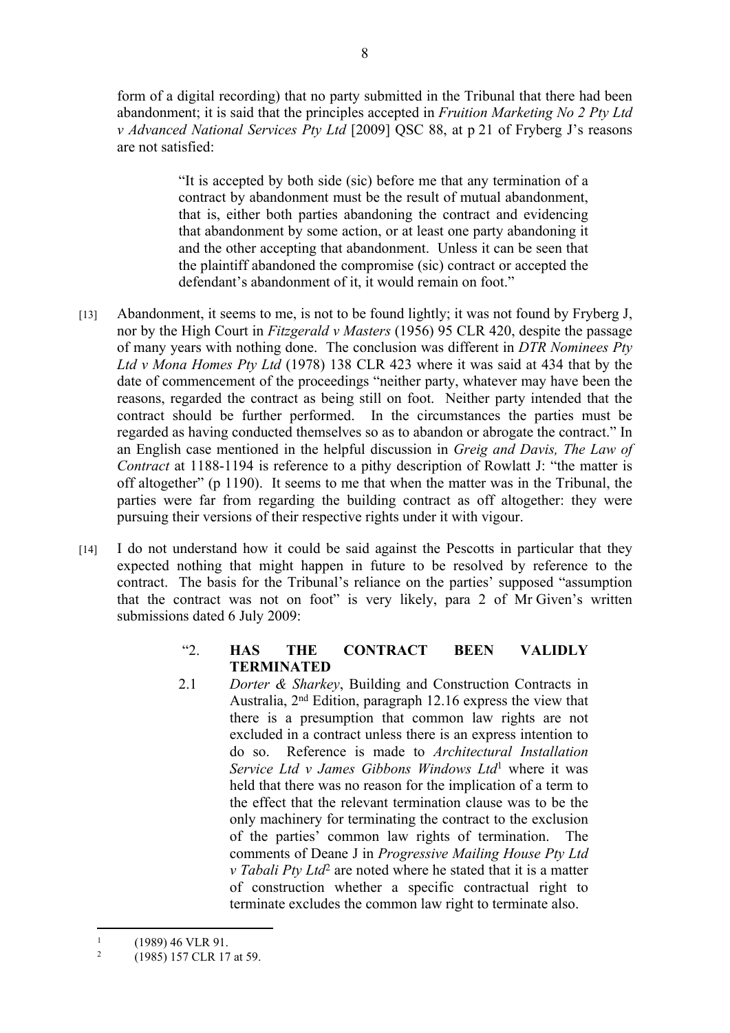form of a digital recording) that no party submitted in the Tribunal that there had been abandonment; it is said that the principles accepted in *Fruition Marketing No 2 Pty Ltd v Advanced National Services Pty Ltd* [2009] QSC 88, at p 21 of Fryberg J's reasons are not satisfied:

> "It is accepted by both side (sic) before me that any termination of a contract by abandonment must be the result of mutual abandonment, that is, either both parties abandoning the contract and evidencing that abandonment by some action, or at least one party abandoning it and the other accepting that abandonment. Unless it can be seen that the plaintiff abandoned the compromise (sic) contract or accepted the defendant's abandonment of it, it would remain on foot."

[13] Abandonment, it seems to me, is not to be found lightly; it was not found by Fryberg J, nor by the High Court in *Fitzgerald v Masters* (1956) 95 CLR 420, despite the passage of many years with nothing done. The conclusion was different in *DTR Nominees Pty Ltd v Mona Homes Pty Ltd* (1978) 138 CLR 423 where it was said at 434 that by the date of commencement of the proceedings "neither party, whatever may have been the reasons, regarded the contract as being still on foot. Neither party intended that the contract should be further performed. In the circumstances the parties must be regarded as having conducted themselves so as to abandon or abrogate the contract." In an English case mentioned in the helpful discussion in *Greig and Davis, The Law of Contract* at 1188-1194 is reference to a pithy description of Rowlatt J: "the matter is off altogether" (p 1190). It seems to me that when the matter was in the Tribunal, the parties were far from regarding the building contract as off altogether: they were pursuing their versions of their respective rights under it with vigour.

[14] I do not understand how it could be said against the Pescotts in particular that they expected nothing that might happen in future to be resolved by reference to the contract. The basis for the Tribunal's reliance on the parties' supposed "assumption that the contract was not on foot" is very likely, para 2 of Mr Given's written submissions dated 6 July 2009:

> "2. **HAS THE CONTRACT BEEN VALIDLY TERMINATED**
>
> 2.1 *Dorter & Sharkey*, Building and Construction Contracts in Australia, 2nd Edition, paragraph 12.16 express the view that there is a presumption that common law rights are not excluded in a contract unless there is an express intention to do so. Reference is made to *Architectural Installation Service Ltd v James Gibbons Windows Ltd*[1] where it was held that there was no reason for the implication of a term to the effect that the relevant termination clause was to be the only machinery for terminating the contract to the exclusion of the parties' common law rights of termination. The comments of Deane J in *Progressive Mailing House Pty Ltd v Tabali Pty Ltd*[2] are noted where he stated that it is a matter of construction whether a specific contractual right to terminate excludes the common law right to terminate also.

---

[1] (1989) 46 VLR 91.

[2] (1985) 157 CLR 17 at 59.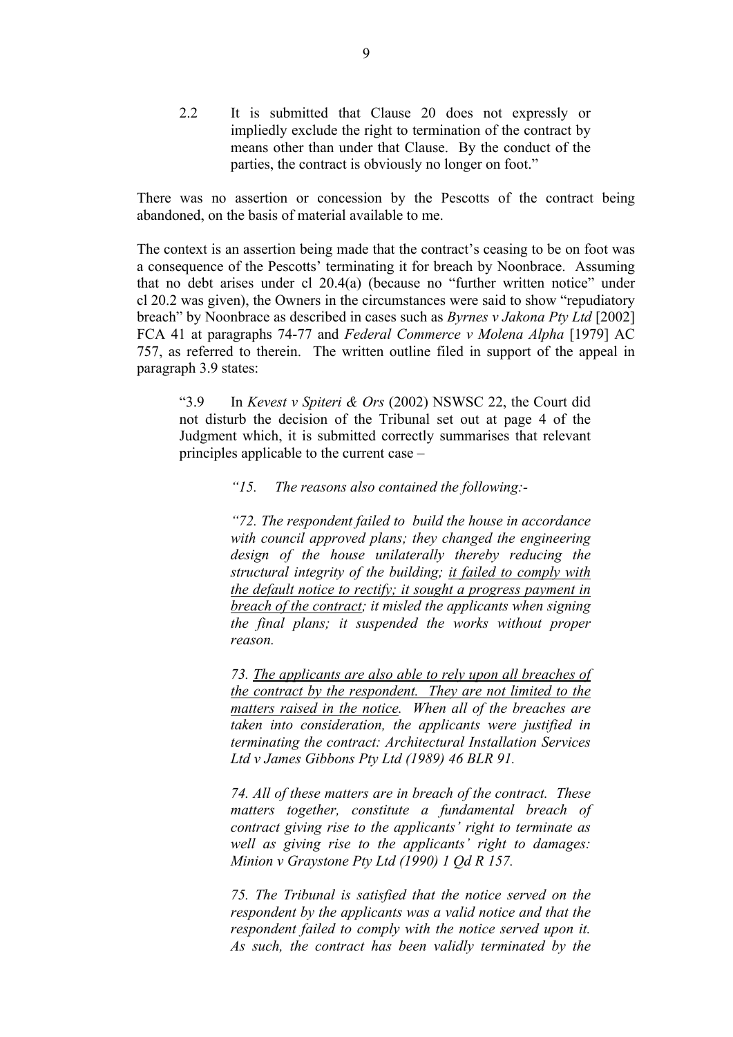> 2.2 It is submitted that Clause 20 does not expressly or impliedly exclude the right to termination of the contract by means other than under that Clause. By the conduct of the parties, the contract is obviously no longer on foot."

There was no assertion or concession by the Pescotts of the contract being abandoned, on the basis of material available to me.

The context is an assertion being made that the contract's ceasing to be on foot was a consequence of the Pescotts' terminating it for breach by Noonbrace. Assuming that no debt arises under cl 20.4(a) (because no "further written notice" under cl 20.2 was given), the Owners in the circumstances were said to show "repudiatory breach" by Noonbrace as described in cases such as *Byrnes v Jakona Pty Ltd* [2002] FCA 41 at paragraphs 74-77 and *Federal Commerce v Molena Alpha* [1979] AC 757, as referred to therein. The written outline filed in support of the appeal in paragraph 3.9 states:

> "3.9 In *Kevest v Spiteri & Ors* (2002) NSWSC 22, the Court did not disturb the decision of the Tribunal set out at page 4 of the Judgment which, it is submitted correctly summarises that relevant principles applicable to the current case –
>
> > *"15. The reasons also contained the following:-*
> >
> > *"72. The respondent failed to build the house in accordance with council approved plans; they changed the engineering design of the house unilaterally thereby reducing the structural integrity of the building; <u>it failed to comply with the default notice to rectify; it sought a progress payment in breach of the contract</u>; it misled the applicants when signing the final plans; it suspended the works without proper reason.*
> >
> > *73. <u>The applicants are also able to rely upon all breaches of the contract by the respondent. They are not limited to the matters raised in the notice</u>. When all of the breaches are taken into consideration, the applicants were justified in terminating the contract: Architectural Installation Services Ltd v James Gibbons Pty Ltd (1989) 46 BLR 91.*
> >
> > *74. All of these matters are in breach of the contract. These matters together, constitute a fundamental breach of contract giving rise to the applicants' right to terminate as well as giving rise to the applicants' right to damages: Minion v Graystone Pty Ltd (1990) 1 Qd R 157.*
> >
> > *75. The Tribunal is satisfied that the notice served on the respondent by the applicants was a valid notice and that the respondent failed to comply with the notice served upon it. As such, the contract has been validly terminated by the*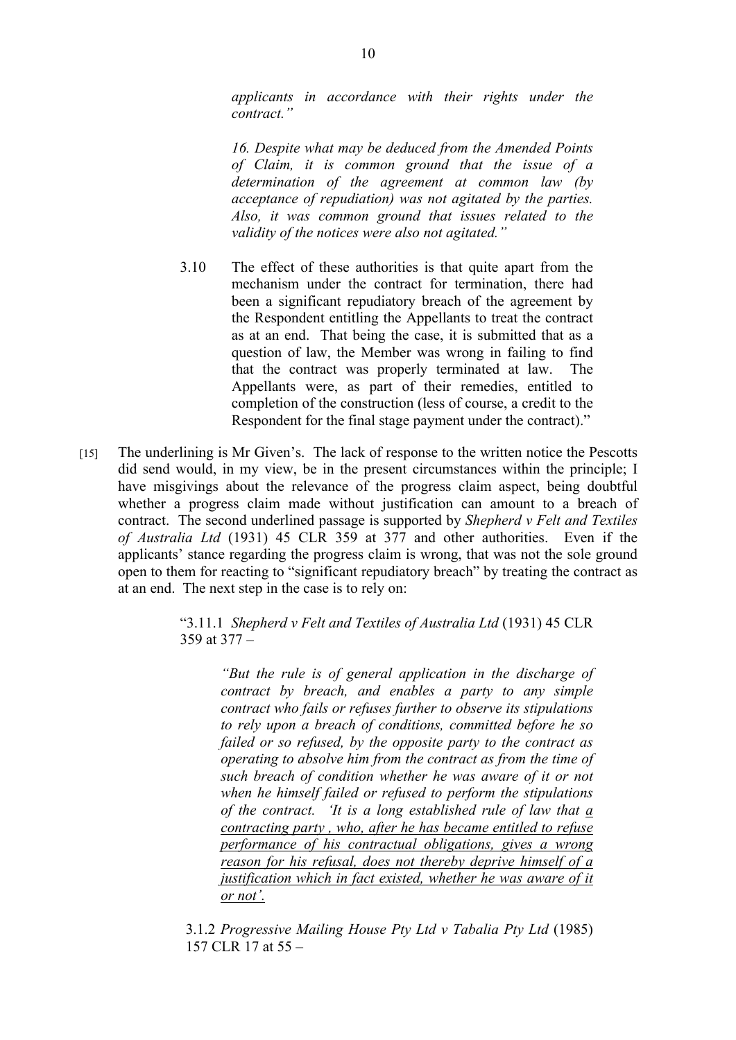> *applicants in accordance with their rights under the contract."*
>
> *16. Despite what may be deduced from the Amended Points of Claim, it is common ground that the issue of a determination of the agreement at common law (by acceptance of repudiation) was not agitated by the parties. Also, it was common ground that issues related to the validity of the notices were also not agitated."*
>
> 3.10 The effect of these authorities is that quite apart from the mechanism under the contract for termination, there had been a significant repudiatory breach of the agreement by the Respondent entitling the Appellants to treat the contract as at an end. That being the case, it is submitted that as a question of law, the Member was wrong in failing to find that the contract was properly terminated at law. The Appellants were, as part of their remedies, entitled to completion of the construction (less of course, a credit to the Respondent for the final stage payment under the contract)."

[15] The underlining is Mr Given's. The lack of response to the written notice the Pescotts did send would, in my view, be in the present circumstances within the principle; I have misgivings about the relevance of the progress claim aspect, being doubtful whether a progress claim made without justification can amount to a breach of contract. The second underlined passage is supported by *Shepherd v Felt and Textiles of Australia Ltd* (1931) 45 CLR 359 at 377 and other authorities. Even if the applicants' stance regarding the progress claim is wrong, that was not the sole ground open to them for reacting to "significant repudiatory breach" by treating the contract as at an end. The next step in the case is to rely on:

> "3.11.1 *Shepherd v Felt and Textiles of Australia Ltd* (1931) 45 CLR 359 at 377 –
>
> > *"But the rule is of general application in the discharge of contract by breach, and enables a party to any simple contract who fails or refuses further to observe its stipulations to rely upon a breach of conditions, committed before he so failed or so refused, by the opposite party to the contract as operating to absolve him from the contract as from the time of such breach of condition whether he was aware of it or not when he himself failed or refused to perform the stipulations of the contract. 'It is a long established rule of law that <u>a contracting party , who, after he has became entitled to refuse performance of his contractual obligations, gives a wrong reason for his refusal, does not thereby deprive himself of a justification which in fact existed, whether he was aware of it or not</u>'.*
>
> 3.1.2 *Progressive Mailing House Pty Ltd v Tabalia Pty Ltd* (1985) 157 CLR 17 at 55 –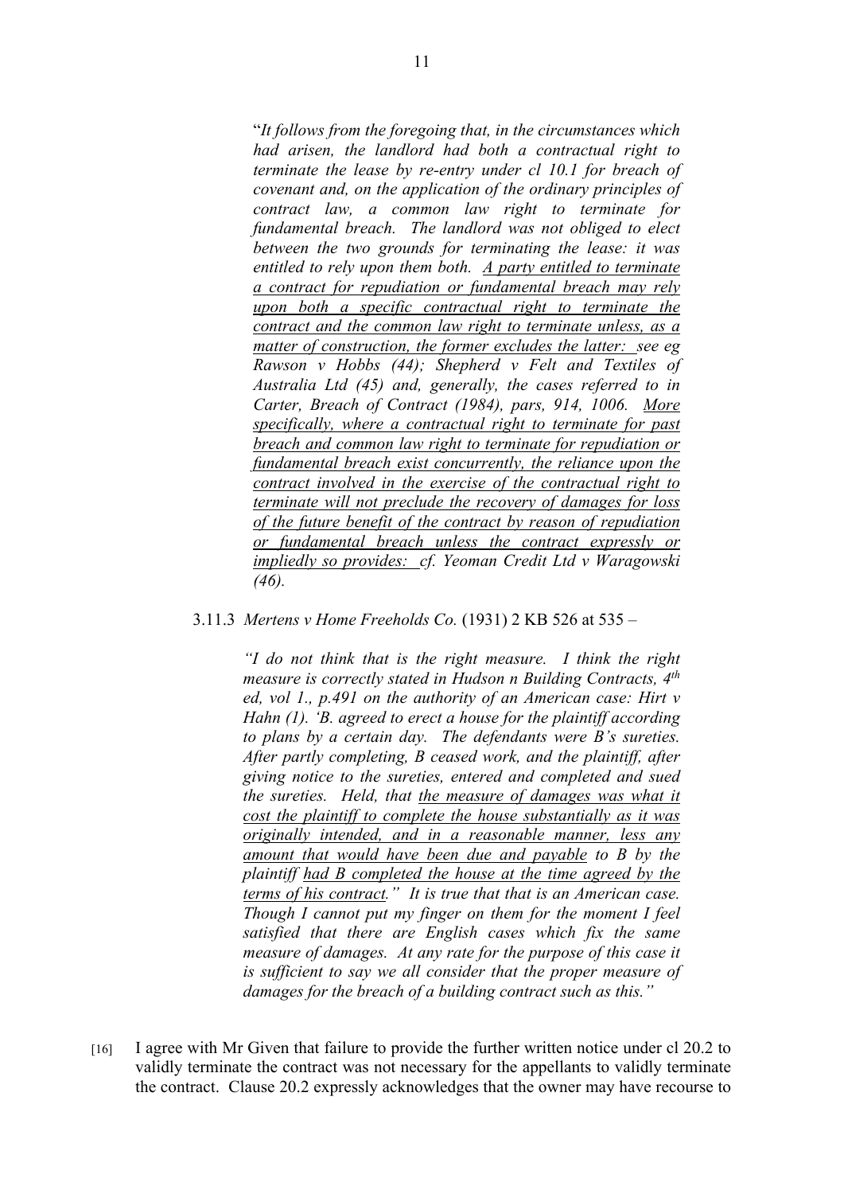"*It follows from the foregoing that, in the circumstances which had arisen, the landlord had both a contractual right to terminate the lease by re-entry under cl 10.1 for breach of covenant and, on the application of the ordinary principles of contract law, a common law right to terminate for fundamental breach. The landlord was not obliged to elect between the two grounds for terminating the lease: it was entitled to rely upon them both. <u>A party entitled to terminate a contract for repudiation or fundamental breach may rely upon both a specific contractual right to terminate the contract and the common law right to terminate unless, as a matter of construction, the former excludes the latter:</u> see eg Rawson v Hobbs (44); Shepherd v Felt and Textiles of Australia Ltd (45) and, generally, the cases referred to in Carter, Breach of Contract (1984), pars, 914, 1006. <u>More specifically, where a contractual right to terminate for past breach and common law right to terminate for repudiation or fundamental breach exist concurrently, the reliance upon the contract involved in the exercise of the contractual right to terminate will not preclude the recovery of damages for loss of the future benefit of the contract by reason of repudiation or fundamental breach unless the contract expressly or impliedly so provides:</u> cf. Yeoman Credit Ltd v Waragowski (46).*

3.11.3 *Mertens v Home Freeholds Co.* (1931) 2 KB 526 at 535 –

> *"I do not think that is the right measure. I think the right measure is correctly stated in Hudson n Building Contracts, 4th ed, vol 1., p.491 on the authority of an American case: Hirt v Hahn (1). 'B. agreed to erect a house for the plaintiff according to plans by a certain day. The defendants were B's sureties. After partly completing, B ceased work, and the plaintiff, after giving notice to the sureties, entered and completed and sued the sureties. Held, that <u>the measure of damages was what it cost the plaintiff to complete the house substantially as it was originally intended, and in a reasonable manner, less any amount that would have been due and payable</u> to B by the plaintiff <u>had B completed the house at the time agreed by the terms of his contract</u>." It is true that that is an American case. Though I cannot put my finger on them for the moment I feel satisfied that there are English cases which fix the same measure of damages. At any rate for the purpose of this case it is sufficient to say we all consider that the proper measure of damages for the breach of a building contract such as this."*

[16] I agree with Mr Given that failure to provide the further written notice under cl 20.2 to validly terminate the contract was not necessary for the appellants to validly terminate the contract. Clause 20.2 expressly acknowledges that the owner may have recourse to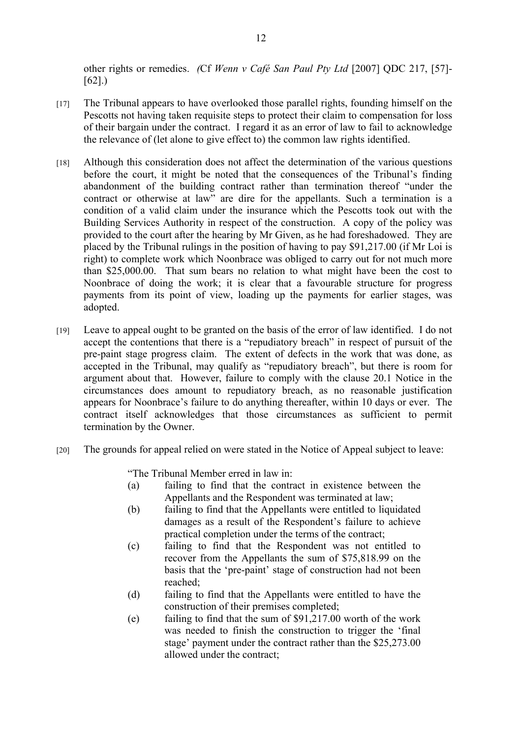other rights or remedies. *(*Cf *Wenn v Café San Paul Pty Ltd* [2007] QDC 217, [57]-[62].)

[17] The Tribunal appears to have overlooked those parallel rights, founding himself on the Pescotts not having taken requisite steps to protect their claim to compensation for loss of their bargain under the contract. I regard it as an error of law to fail to acknowledge the relevance of (let alone to give effect to) the common law rights identified.

[18] Although this consideration does not affect the determination of the various questions before the court, it might be noted that the consequences of the Tribunal's finding abandonment of the building contract rather than termination thereof "under the contract or otherwise at law" are dire for the appellants. Such a termination is a condition of a valid claim under the insurance which the Pescotts took out with the Building Services Authority in respect of the construction. A copy of the policy was provided to the court after the hearing by Mr Given, as he had foreshadowed. They are placed by the Tribunal rulings in the position of having to pay $91,217.00 (if Mr Loi is right) to complete work which Noonbrace was obliged to carry out for not much more than $25,000.00. That sum bears no relation to what might have been the cost to Noonbrace of doing the work; it is clear that a favourable structure for progress payments from its point of view, loading up the payments for earlier stages, was adopted.

[19] Leave to appeal ought to be granted on the basis of the error of law identified. I do not accept the contentions that there is a "repudiatory breach" in respect of pursuit of the pre-paint stage progress claim. The extent of defects in the work that was done, as accepted in the Tribunal, may qualify as "repudiatory breach", but there is room for argument about that. However, failure to comply with the clause 20.1 Notice in the circumstances does amount to repudiatory breach, as no reasonable justification appears for Noonbrace's failure to do anything thereafter, within 10 days or ever. The contract itself acknowledges that those circumstances as sufficient to permit termination by the Owner.

[20] The grounds for appeal relied on were stated in the Notice of Appeal subject to leave:

> "The Tribunal Member erred in law in:
>
> (a) failing to find that the contract in existence between the Appellants and the Respondent was terminated at law;
>
> (b) failing to find that the Appellants were entitled to liquidated damages as a result of the Respondent's failure to achieve practical completion under the terms of the contract;
>
> (c) failing to find that the Respondent was not entitled to recover from the Appellants the sum of $75,818.99 on the basis that the 'pre-paint' stage of construction had not been reached;
>
> (d) failing to find that the Appellants were entitled to have the construction of their premises completed;
>
> (e) failing to find that the sum of $91,217.00 worth of the work was needed to finish the construction to trigger the 'final stage' payment under the contract rather than the $25,273.00 allowed under the contract;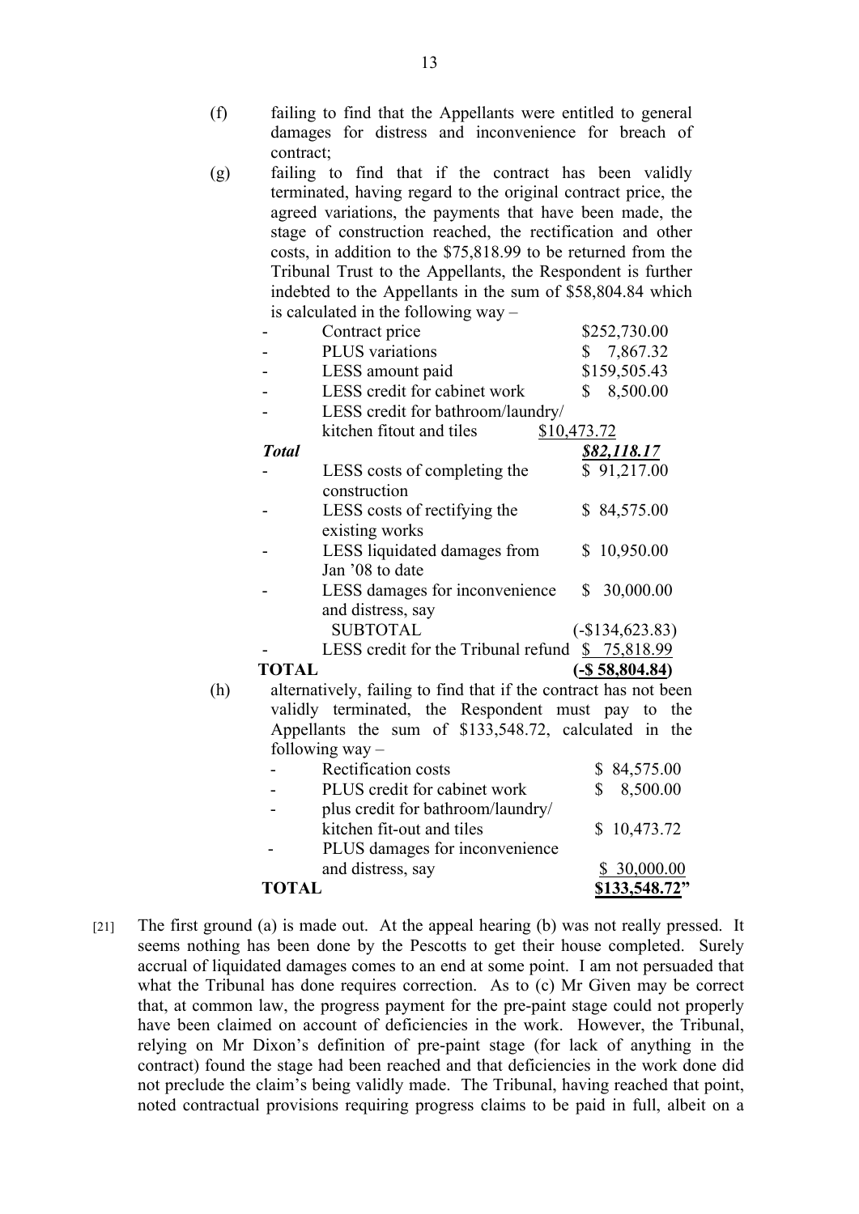(f) failing to find that the Appellants were entitled to general damages for distress and inconvenience for breach of contract;

(g) failing to find that if the contract has been validly terminated, having regard to the original contract price, the agreed variations, the payments that have been made, the stage of construction reached, the rectification and other costs, in addition to the $75,818.99 to be returned from the Tribunal Trust to the Appellants, the Respondent is further indebted to the Appellants in the sum of $58,804.84 which is calculated in the following way –

| | | |
|---|---|---|
| - | Contract price | $252,730.00 |
| - | PLUS variations | $ 7,867.32 |
| - | LESS amount paid | $159,505.43 |
| - | LESS credit for cabinet work | $ 8,500.00 |
| - | LESS credit for bathroom/laundry/ kitchen fitout and tiles | $10,473.72 |
| ***Total*** | | ***$82,118.17*** |
| - | LESS costs of completing the construction | $ 91,217.00 |
| - | LESS costs of rectifying the existing works | $ 84,575.00 |
| - | LESS liquidated damages from Jan '08 to date | $ 10,950.00 |
| - | LESS damages for inconvenience and distress, say | $ 30,000.00 |
| | SUBTOTAL | (-$134,623.83) |
| - | LESS credit for the Tribunal refund | $ 75,818.99 |
| **TOTAL** | | **(-$ 58,804.84)** |

(h) alternatively, failing to find that if the contract has not been validly terminated, the Respondent must pay to the Appellants the sum of $133,548.72, calculated in the following way –

| | | |
|---|---|---|
| - | Rectification costs | $ 84,575.00 |
| - | PLUS credit for cabinet work | $ 8,500.00 |
| - | plus credit for bathroom/laundry/ kitchen fit-out and tiles | $ 10,473.72 |
| - | PLUS damages for inconvenience and distress, say | $ 30,000.00 |
| **TOTAL** | | **$133,548.72"** |

[21] The first ground (a) is made out. At the appeal hearing (b) was not really pressed. It seems nothing has been done by the Pescotts to get their house completed. Surely accrual of liquidated damages comes to an end at some point. I am not persuaded that what the Tribunal has done requires correction. As to (c) Mr Given may be correct that, at common law, the progress payment for the pre-paint stage could not properly have been claimed on account of deficiencies in the work. However, the Tribunal, relying on Mr Dixon's definition of pre-paint stage (for lack of anything in the contract) found the stage had been reached and that deficiencies in the work done did not preclude the claim's being validly made. The Tribunal, having reached that point, noted contractual provisions requiring progress claims to be paid in full, albeit on a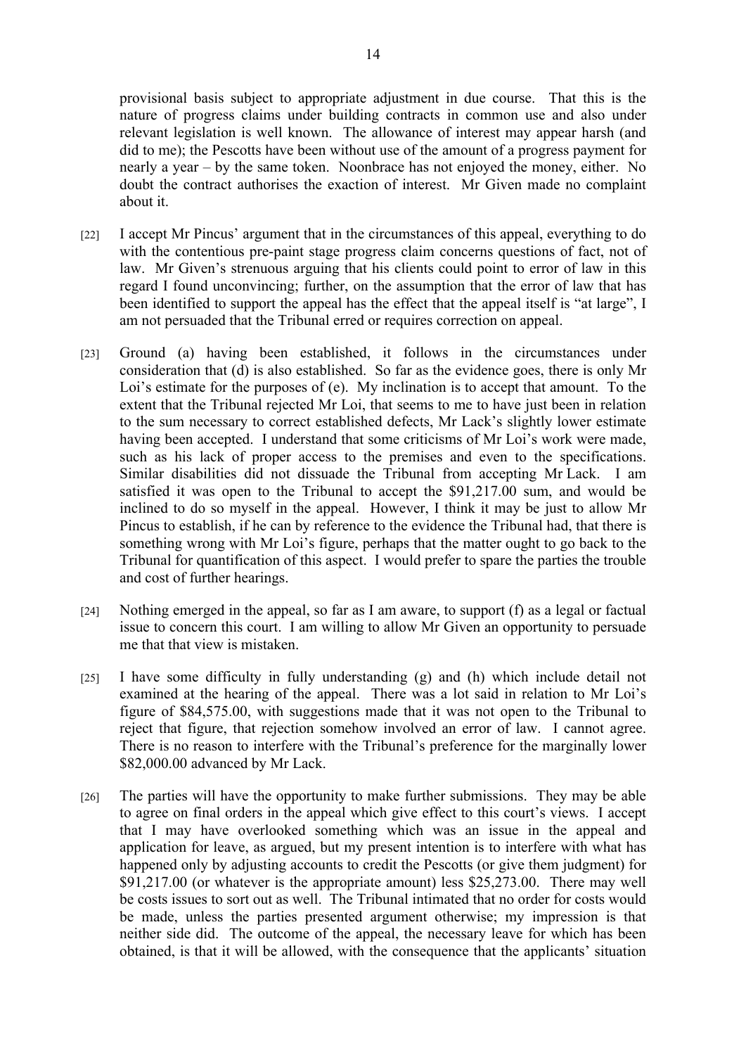provisional basis subject to appropriate adjustment in due course. That this is the nature of progress claims under building contracts in common use and also under relevant legislation is well known. The allowance of interest may appear harsh (and did to me); the Pescotts have been without use of the amount of a progress payment for nearly a year – by the same token. Noonbrace has not enjoyed the money, either. No doubt the contract authorises the exaction of interest. Mr Given made no complaint about it.

[22] I accept Mr Pincus' argument that in the circumstances of this appeal, everything to do with the contentious pre-paint stage progress claim concerns questions of fact, not of law. Mr Given's strenuous arguing that his clients could point to error of law in this regard I found unconvincing; further, on the assumption that the error of law that has been identified to support the appeal has the effect that the appeal itself is "at large", I am not persuaded that the Tribunal erred or requires correction on appeal.

[23] Ground (a) having been established, it follows in the circumstances under consideration that (d) is also established. So far as the evidence goes, there is only Mr Loi's estimate for the purposes of (e). My inclination is to accept that amount. To the extent that the Tribunal rejected Mr Loi, that seems to me to have just been in relation to the sum necessary to correct established defects, Mr Lack's slightly lower estimate having been accepted. I understand that some criticisms of Mr Loi's work were made, such as his lack of proper access to the premises and even to the specifications. Similar disabilities did not dissuade the Tribunal from accepting Mr Lack. I am satisfied it was open to the Tribunal to accept the $91,217.00 sum, and would be inclined to do so myself in the appeal. However, I think it may be just to allow Mr Pincus to establish, if he can by reference to the evidence the Tribunal had, that there is something wrong with Mr Loi's figure, perhaps that the matter ought to go back to the Tribunal for quantification of this aspect. I would prefer to spare the parties the trouble and cost of further hearings.

[24] Nothing emerged in the appeal, so far as I am aware, to support (f) as a legal or factual issue to concern this court. I am willing to allow Mr Given an opportunity to persuade me that that view is mistaken.

[25] I have some difficulty in fully understanding (g) and (h) which include detail not examined at the hearing of the appeal. There was a lot said in relation to Mr Loi's figure of $84,575.00, with suggestions made that it was not open to the Tribunal to reject that figure, that rejection somehow involved an error of law. I cannot agree. There is no reason to interfere with the Tribunal's preference for the marginally lower $82,000.00 advanced by Mr Lack.

[26] The parties will have the opportunity to make further submissions. They may be able to agree on final orders in the appeal which give effect to this court's views. I accept that I may have overlooked something which was an issue in the appeal and application for leave, as argued, but my present intention is to interfere with what has happened only by adjusting accounts to credit the Pescotts (or give them judgment) for $91,217.00 (or whatever is the appropriate amount) less $25,273.00. There may well be costs issues to sort out as well. The Tribunal intimated that no order for costs would be made, unless the parties presented argument otherwise; my impression is that neither side did. The outcome of the appeal, the necessary leave for which has been obtained, is that it will be allowed, with the consequence that the applicants' situation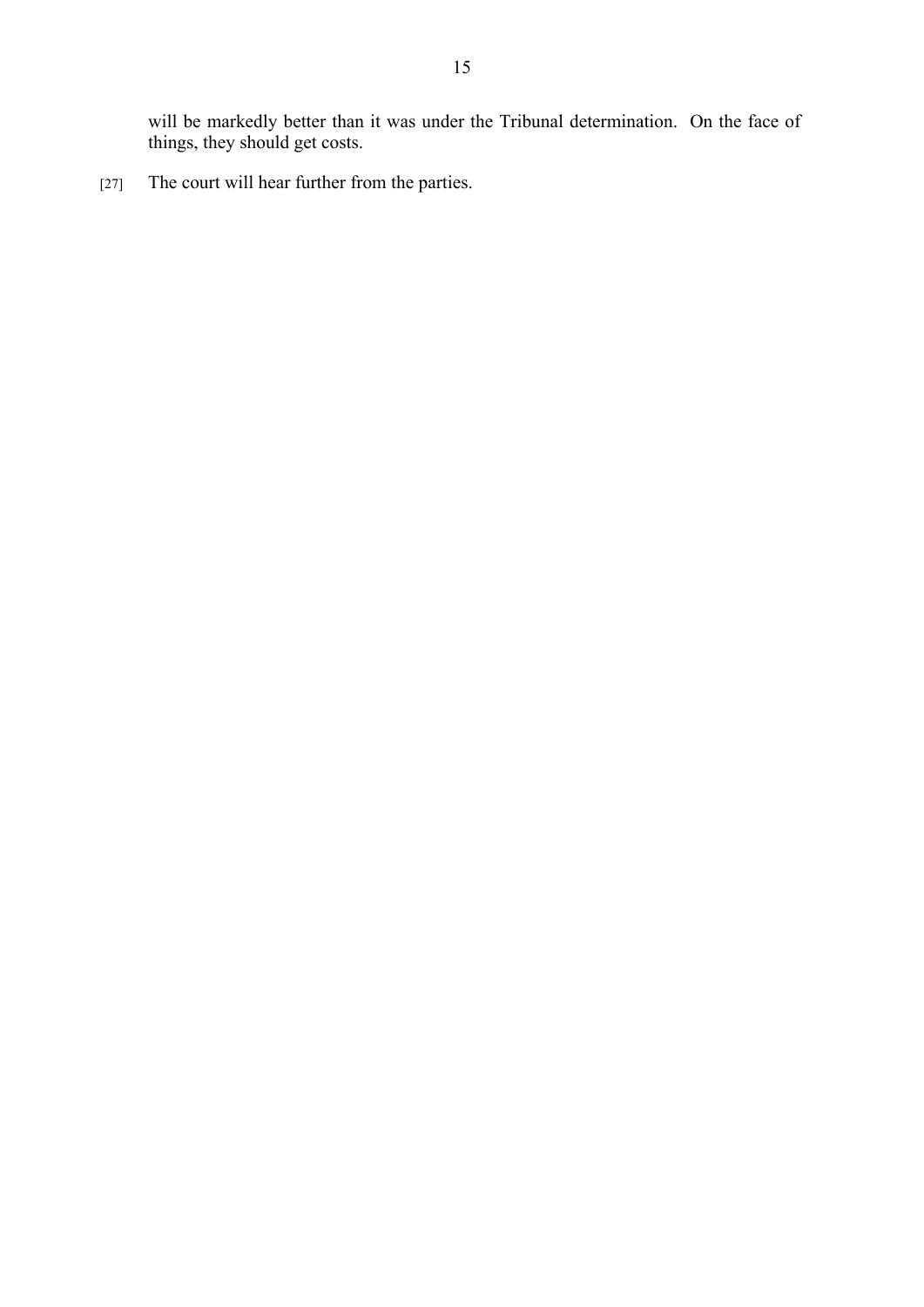will be markedly better than it was under the Tribunal determination. On the face of things, they should get costs.

[27] The court will hear further from the parties.